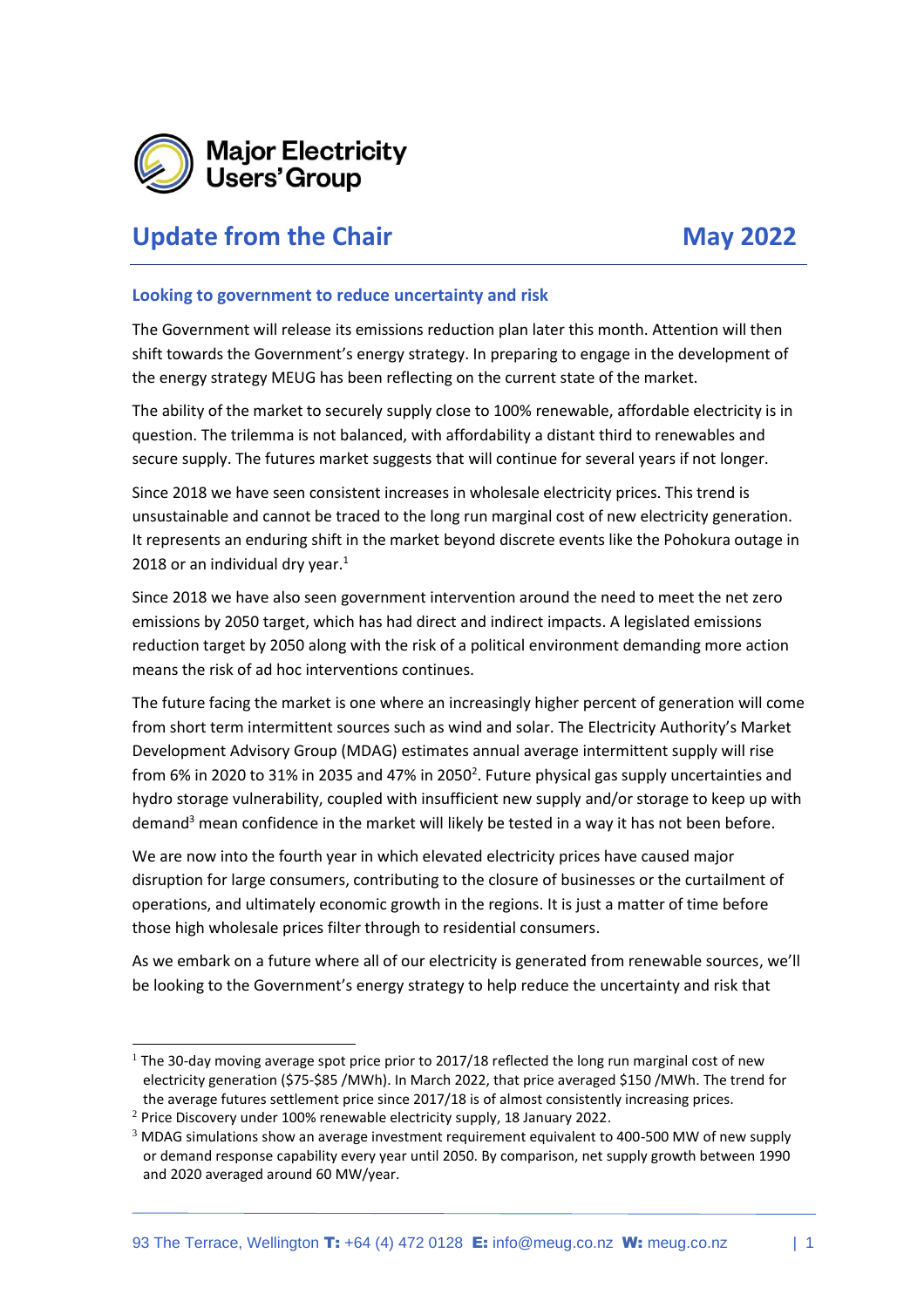Major Electricity Users' Group

# Update from the Chair

May 2022

## Looking to government to reduce uncertainty and risk

The Government will release its emissions reduction plan later this month. Attention will then shift towards the Government's energy strategy. In preparing to engage in the development of the energy strategy MEUG has been reflecting on the current state of the market.

The ability of the market to securely supply close to 100% renewable, affordable electricity is in question. The trilemma is not balanced, with affordability a distant third to renewables and secure supply. The futures market suggests that will continue for several years if not longer.

Since 2018 we have seen consistent increases in wholesale electricity prices. This trend is unsustainable and cannot be traced to the long run marginal cost of new electricity generation. It represents an enduring shift in the market beyond discrete events like the Pohokura outage in 2018 or an individual dry year.[1]

Since 2018 we have also seen government intervention around the need to meet the net zero emissions by 2050 target, which has had direct and indirect impacts. A legislated emissions reduction target by 2050 along with the risk of a political environment demanding more action means the risk of ad hoc interventions continues.

The future facing the market is one where an increasingly higher percent of generation will come from short term intermittent sources such as wind and solar. The Electricity Authority's Market Development Advisory Group (MDAG) estimates annual average intermittent supply will rise from 6% in 2020 to 31% in 2035 and 47% in 2050[2]. Future physical gas supply uncertainties and hydro storage vulnerability, coupled with insufficient new supply and/or storage to keep up with demand[3] mean confidence in the market will likely be tested in a way it has not been before.

We are now into the fourth year in which elevated electricity prices have caused major disruption for large consumers, contributing to the closure of businesses or the curtailment of operations, and ultimately economic growth in the regions. It is just a matter of time before those high wholesale prices filter through to residential consumers.

As we embark on a future where all of our electricity is generated from renewable sources, we'll be looking to the Government's energy strategy to help reduce the uncertainty and risk that

---

[1] The 30-day moving average spot price prior to 2017/18 reflected the long run marginal cost of new electricity generation ($75-$85 /MWh). In March 2022, that price averaged $150 /MWh. The trend for the average futures settlement price since 2017/18 is of almost consistently increasing prices.

[2] Price Discovery under 100% renewable electricity supply, 18 January 2022.

[3] MDAG simulations show an average investment requirement equivalent to 400-500 MW of new supply or demand response capability every year until 2050. By comparison, net supply growth between 1990 and 2020 averaged around 60 MW/year.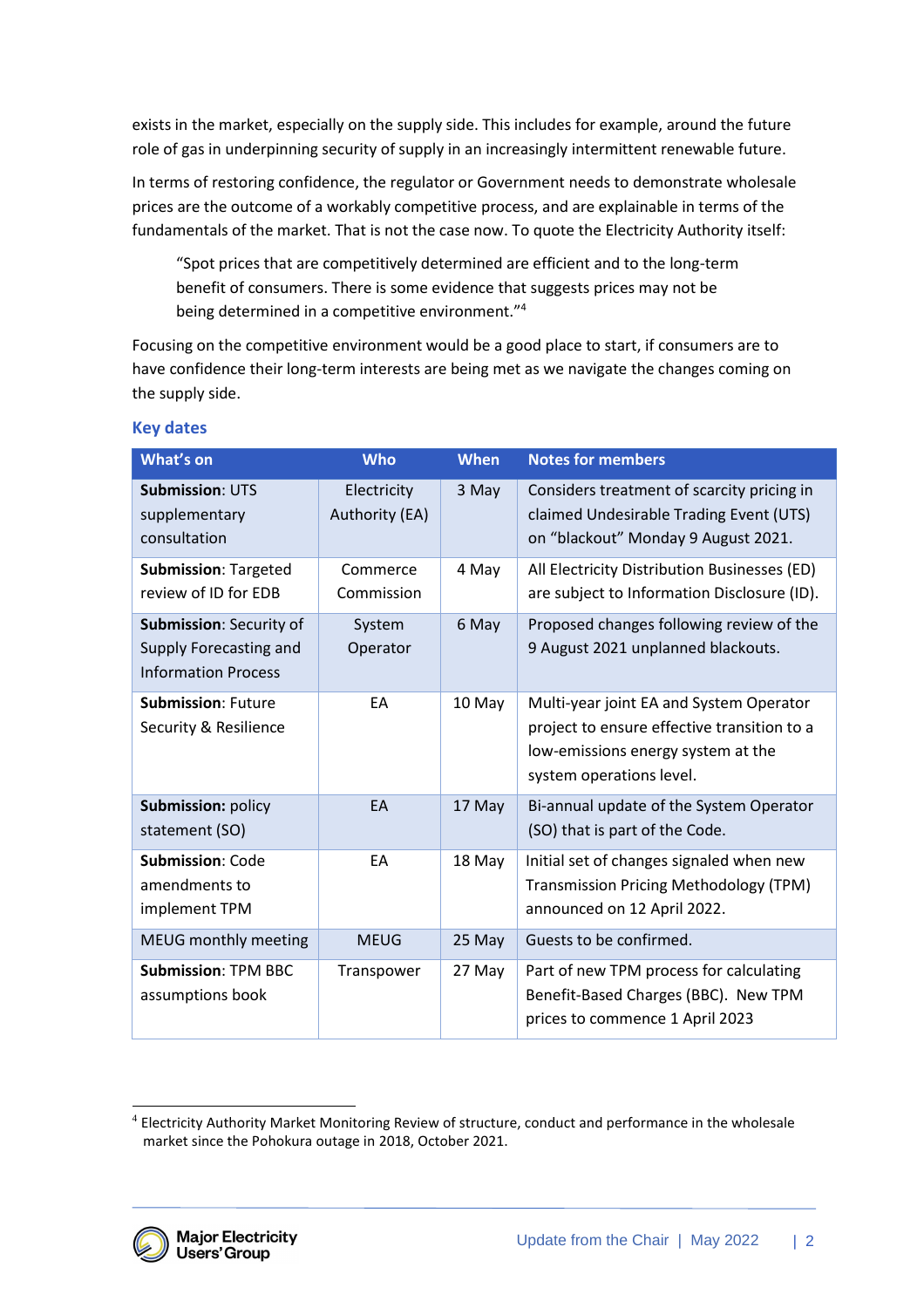exists in the market, especially on the supply side. This includes for example, around the future role of gas in underpinning security of supply in an increasingly intermittent renewable future.

In terms of restoring confidence, the regulator or Government needs to demonstrate wholesale prices are the outcome of a workably competitive process, and are explainable in terms of the fundamentals of the market. That is not the case now. To quote the Electricity Authority itself:

> "Spot prices that are competitively determined are efficient and to the long-term benefit of consumers. There is some evidence that suggests prices may not be being determined in a competitive environment."[4]

Focusing on the competitive environment would be a good place to start, if consumers are to have confidence their long-term interests are being met as we navigate the changes coming on the supply side.

### Key dates

| What's on | Who | When | Notes for members |
|---|---|---|---|
| **Submission**: UTS supplementary consultation | Electricity Authority (EA) | 3 May | Considers treatment of scarcity pricing in claimed Undesirable Trading Event (UTS) on "blackout" Monday 9 August 2021. |
| **Submission**: Targeted review of ID for EDB | Commerce Commission | 4 May | All Electricity Distribution Businesses (ED) are subject to Information Disclosure (ID). |
| **Submission**: Security of Supply Forecasting and Information Process | System Operator | 6 May | Proposed changes following review of the 9 August 2021 unplanned blackouts. |
| **Submission**: Future Security & Resilience | EA | 10 May | Multi-year joint EA and System Operator project to ensure effective transition to a low-emissions energy system at the system operations level. |
| **Submission:** policy statement (SO) | EA | 17 May | Bi-annual update of the System Operator (SO) that is part of the Code. |
| **Submission**: Code amendments to implement TPM | EA | 18 May | Initial set of changes signaled when new Transmission Pricing Methodology (TPM) announced on 12 April 2022. |
| MEUG monthly meeting | MEUG | 25 May | Guests to be confirmed. |
| **Submission**: TPM BBC assumptions book | Transpower | 27 May | Part of new TPM process for calculating Benefit-Based Charges (BBC). New TPM prices to commence 1 April 2023 |

[4] Electricity Authority Market Monitoring Review of structure, conduct and performance in the wholesale market since the Pohokura outage in 2018, October 2021.